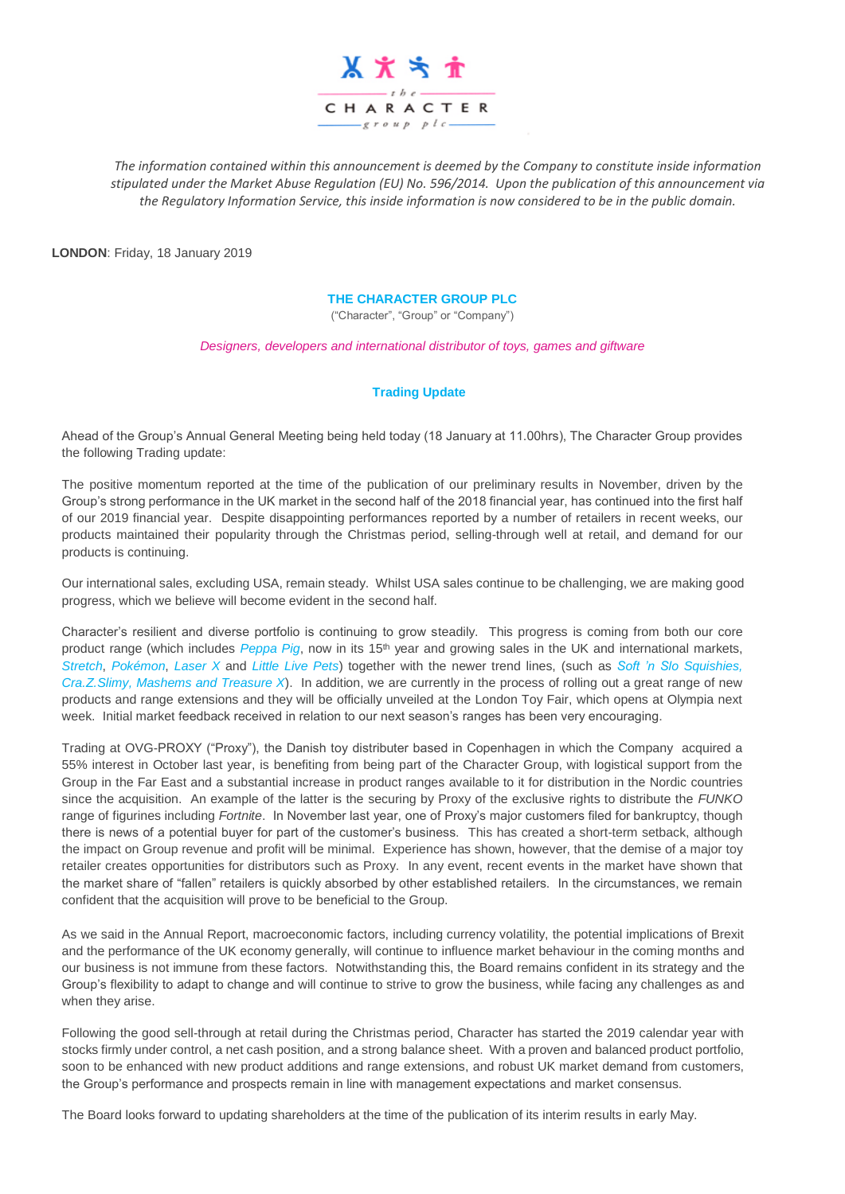*The information contained within this announcement is deemed by the Company to constitute inside information stipulated under the Market Abuse Regulation (EU) No. 596/2014. Upon the publication of this announcement via the Regulatory Information Service, this inside information is now considered to be in the public domain.*

**LONDON**: Friday, 18 January 2019

# THE CHARACTER GROUP PLC

("Character", "Group" or "Company")

*Designers, developers and international distributor of toys, games and giftware*

## Trading Update

Ahead of the Group's Annual General Meeting being held today (18 January at 11.00hrs), The Character Group provides the following Trading update:

The positive momentum reported at the time of the publication of our preliminary results in November, driven by the Group's strong performance in the UK market in the second half of the 2018 financial year, has continued into the first half of our 2019 financial year. Despite disappointing performances reported by a number of retailers in recent weeks, our products maintained their popularity through the Christmas period, selling-through well at retail, and demand for our products is continuing.

Our international sales, excluding USA, remain steady. Whilst USA sales continue to be challenging, we are making good progress, which we believe will become evident in the second half.

Character's resilient and diverse portfolio is continuing to grow steadily. This progress is coming from both our core product range (which includes *Peppa Pig*, now in its 15th year and growing sales in the UK and international markets, *Stretch*, *Pokémon*, *Laser X* and *Little Live Pets*) together with the newer trend lines, (such as *Soft 'n Slo Squishies, Cra.Z.Slimy, Mashems and Treasure X*). In addition, we are currently in the process of rolling out a great range of new products and range extensions and they will be officially unveiled at the London Toy Fair, which opens at Olympia next week. Initial market feedback received in relation to our next season's ranges has been very encouraging.

Trading at OVG-PROXY ("Proxy"), the Danish toy distributer based in Copenhagen in which the Company acquired a 55% interest in October last year, is benefiting from being part of the Character Group, with logistical support from the Group in the Far East and a substantial increase in product ranges available to it for distribution in the Nordic countries since the acquisition. An example of the latter is the securing by Proxy of the exclusive rights to distribute the *FUNKO* range of figurines including *Fortnite*. In November last year, one of Proxy's major customers filed for bankruptcy, though there is news of a potential buyer for part of the customer's business. This has created a short-term setback, although the impact on Group revenue and profit will be minimal. Experience has shown, however, that the demise of a major toy retailer creates opportunities for distributors such as Proxy. In any event, recent events in the market have shown that the market share of "fallen" retailers is quickly absorbed by other established retailers. In the circumstances, we remain confident that the acquisition will prove to be beneficial to the Group.

As we said in the Annual Report, macroeconomic factors, including currency volatility, the potential implications of Brexit and the performance of the UK economy generally, will continue to influence market behaviour in the coming months and our business is not immune from these factors. Notwithstanding this, the Board remains confident in its strategy and the Group's flexibility to adapt to change and will continue to strive to grow the business, while facing any challenges as and when they arise.

Following the good sell-through at retail during the Christmas period, Character has started the 2019 calendar year with stocks firmly under control, a net cash position, and a strong balance sheet. With a proven and balanced product portfolio, soon to be enhanced with new product additions and range extensions, and robust UK market demand from customers, the Group's performance and prospects remain in line with management expectations and market consensus.

The Board looks forward to updating shareholders at the time of the publication of its interim results in early May.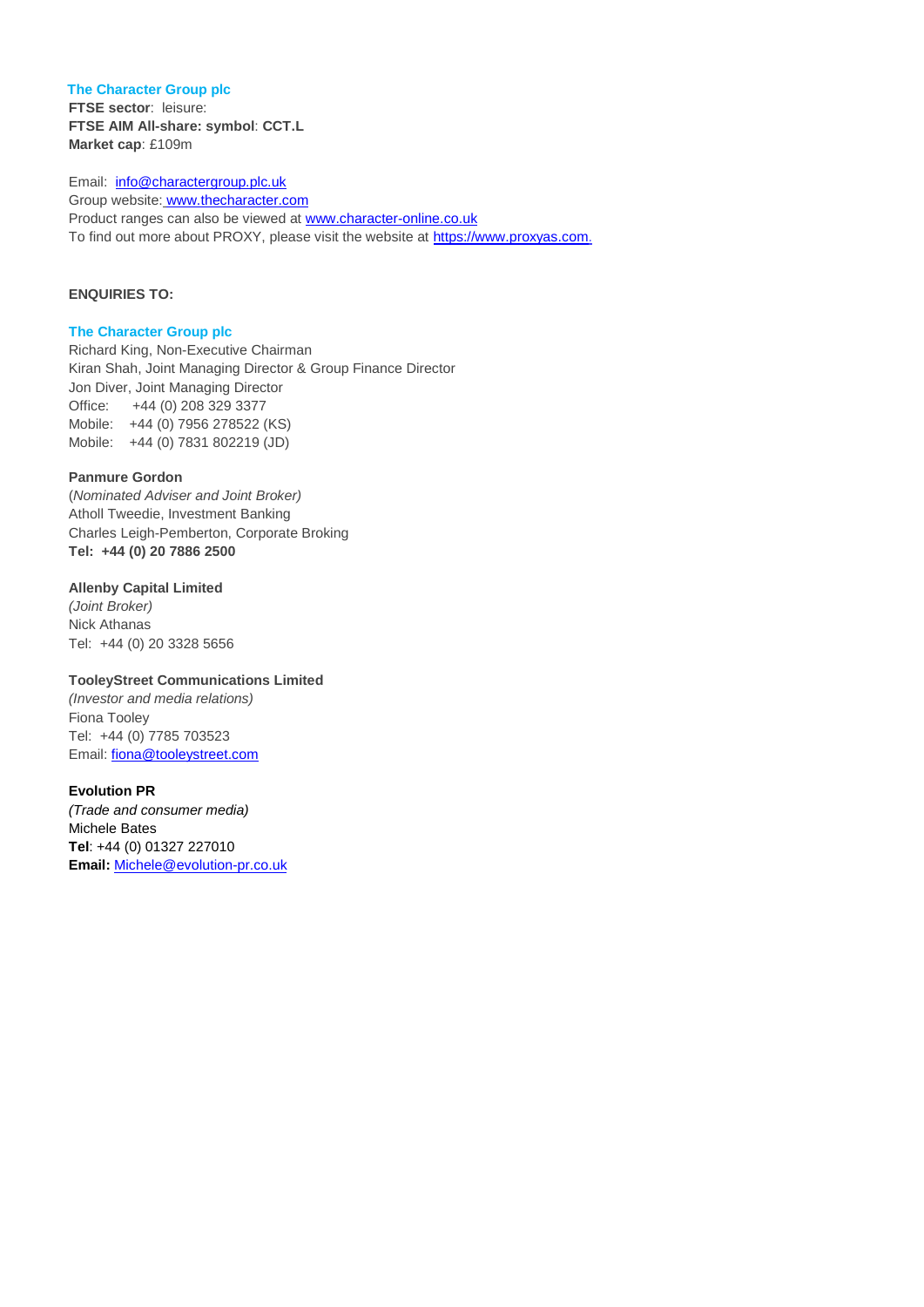**The Character Group plc**
**FTSE sector**: leisure:
**FTSE AIM All-share: symbol**: **CCT.L**
**Market cap**: £109m

Email: info@charactergroup.plc.uk
Group website: www.thecharacter.com
Product ranges can also be viewed at www.character-online.co.uk
To find out more about PROXY, please visit the website at https://www.proxyas.com.

**ENQUIRIES TO:**

**The Character Group plc**
Richard King, Non-Executive Chairman
Kiran Shah, Joint Managing Director & Group Finance Director
Jon Diver, Joint Managing Director
Office: +44 (0) 208 329 3377
Mobile: +44 (0) 7956 278522 (KS)
Mobile: +44 (0) 7831 802219 (JD)

**Panmure Gordon**
(*Nominated Adviser and Joint Broker)*
Atholl Tweedie, Investment Banking
Charles Leigh-Pemberton, Corporate Broking
**Tel: +44 (0) 20 7886 2500**

**Allenby Capital Limited**
*(Joint Broker)*
Nick Athanas
Tel: +44 (0) 20 3328 5656

**TooleyStreet Communications Limited**
*(Investor and media relations)*
Fiona Tooley
Tel: +44 (0) 7785 703523
Email: fiona@tooleystreet.com

**Evolution PR**
*(Trade and consumer media)*
Michele Bates
**Tel**: +44 (0) 01327 227010
**Email:** Michele@evolution-pr.co.uk